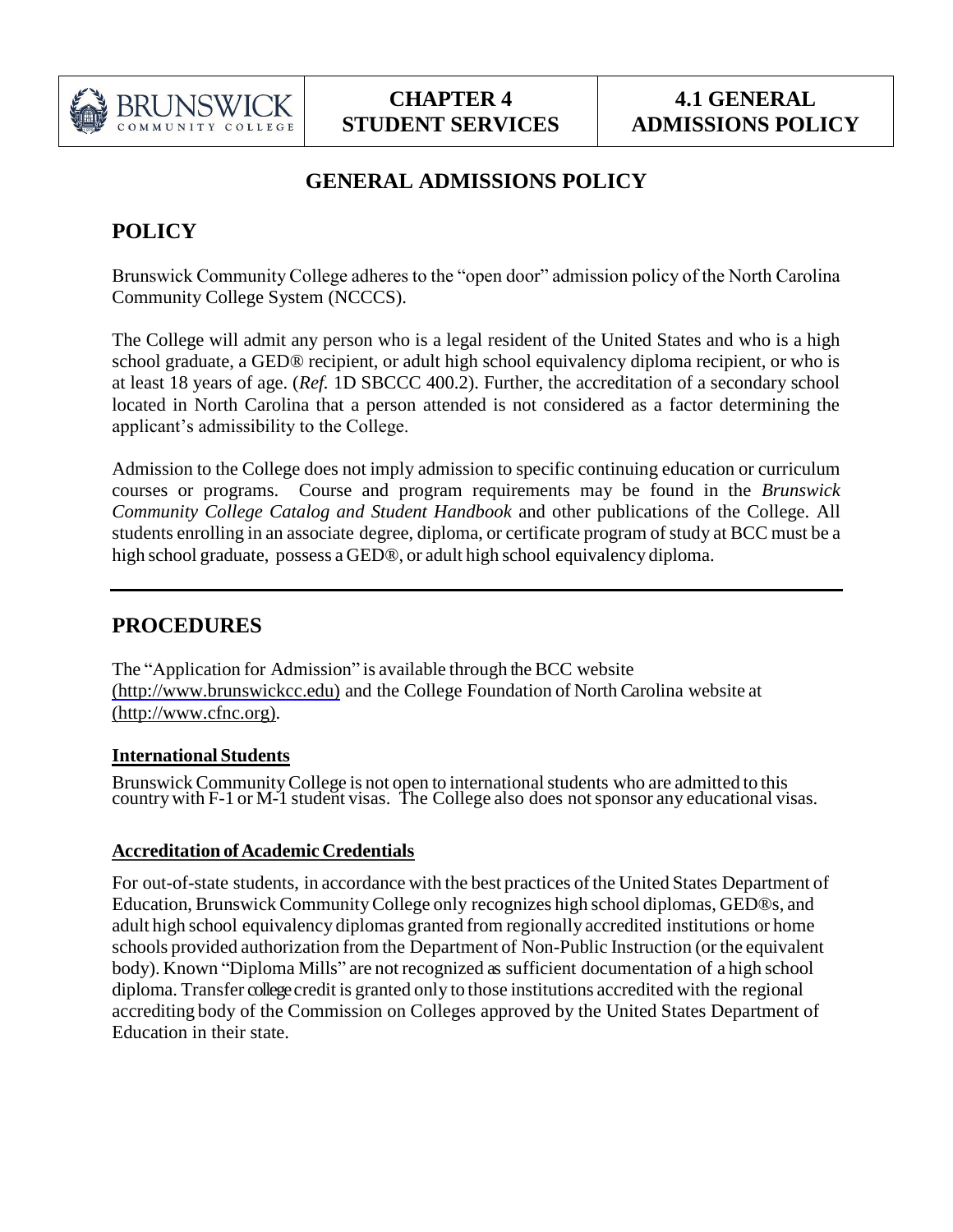# GENERAL ADMISSIONS POLICY

## POLICY

Brunswick Community College adheres to the "open door" admission policy of the North Carolina Community College System (NCCCS).

The College will admit any person who is a legal resident of the United States and who is a high school graduate, a GED® recipient, or adult high school equivalency diploma recipient, or who is at least 18 years of age. (*Ref.* 1D SBCCC 400.2). Further, the accreditation of a secondary school located in North Carolina that a person attended is not considered as a factor determining the applicant's admissibility to the College.

Admission to the College does not imply admission to specific continuing education or curriculum courses or programs. Course and program requirements may be found in the *Brunswick Community College Catalog and Student Handbook* and other publications of the College. All students enrolling in an associate degree, diploma, or certificate program of study at BCC must be a high school graduate, possess a GED®, or adult high school equivalency diploma.

---

## PROCEDURES

The "Application for Admission" is available through the BCC website (http://www.brunswickcc.edu) and the College Foundation of North Carolina website at (http://www.cfnc.org).

### International Students

Brunswick Community College is not open to international students who are admitted to this country with F-1 or M-1 student visas. The College also does not sponsor any educational visas.

### Accreditation of Academic Credentials

For out-of-state students, in accordance with the best practices of the United States Department of Education, Brunswick Community College only recognizes high school diplomas, GED®s, and adult high school equivalency diplomas granted from regionally accredited institutions or home schools provided authorization from the Department of Non-Public Instruction (or the equivalent body). Known "Diploma Mills" are not recognized as sufficient documentation of a high school diploma. Transfer college credit is granted only to those institutions accredited with the regional accrediting body of the Commission on Colleges approved by the United States Department of Education in their state.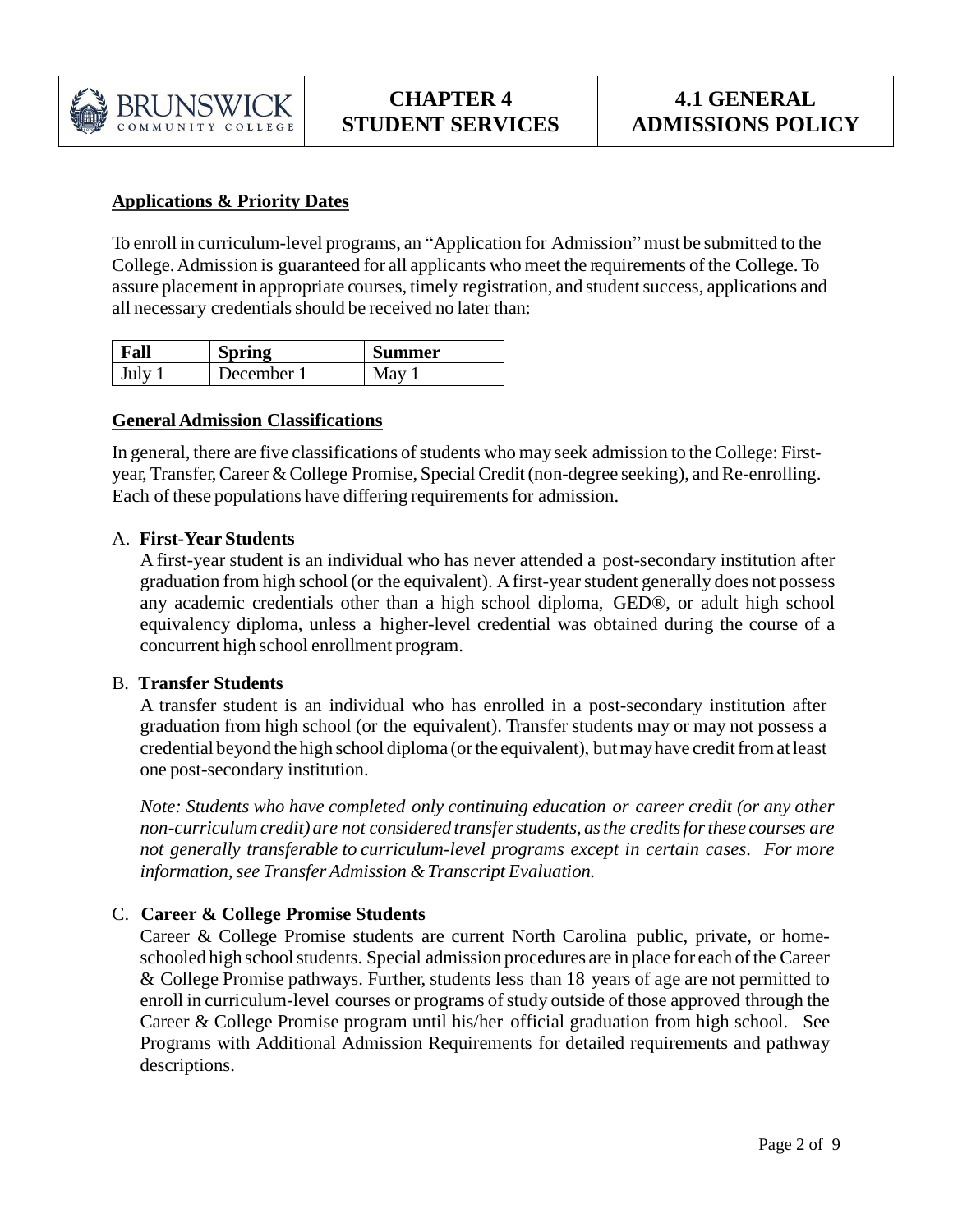## Applications & Priority Dates

To enroll in curriculum-level programs, an "Application for Admission" must be submitted to the College. Admission is guaranteed for all applicants who meet the requirements of the College. To assure placement in appropriate courses, timely registration, and student success, applications and all necessary credentials should be received no later than:

| Fall | Spring | Summer |
|---|---|---|
| July 1 | December 1 | May 1 |

## General Admission Classifications

In general, there are five classifications of students who may seek admission to the College: First-year, Transfer, Career & College Promise, Special Credit (non-degree seeking), and Re-enrolling. Each of these populations have differing requirements for admission.

A. **First-Year Students**

A first-year student is an individual who has never attended a post-secondary institution after graduation from high school (or the equivalent). A first-year student generally does not possess any academic credentials other than a high school diploma, GED®, or adult high school equivalency diploma, unless a higher-level credential was obtained during the course of a concurrent high school enrollment program.

B. **Transfer Students**

A transfer student is an individual who has enrolled in a post-secondary institution after graduation from high school (or the equivalent). Transfer students may or may not possess a credential beyond the high school diploma (or the equivalent), but may have credit from at least one post-secondary institution.

*Note: Students who have completed only continuing education or career credit (or any other non-curriculum credit) are not considered transfer students, as the credits for these courses are not generally transferable to curriculum-level programs except in certain cases. For more information, see Transfer Admission & Transcript Evaluation.*

C. **Career & College Promise Students**

Career & College Promise students are current North Carolina public, private, or home-schooled high school students. Special admission procedures are in place for each of the Career & College Promise pathways. Further, students less than 18 years of age are not permitted to enroll in curriculum-level courses or programs of study outside of those approved through the Career & College Promise program until his/her official graduation from high school. See Programs with Additional Admission Requirements for detailed requirements and pathway descriptions.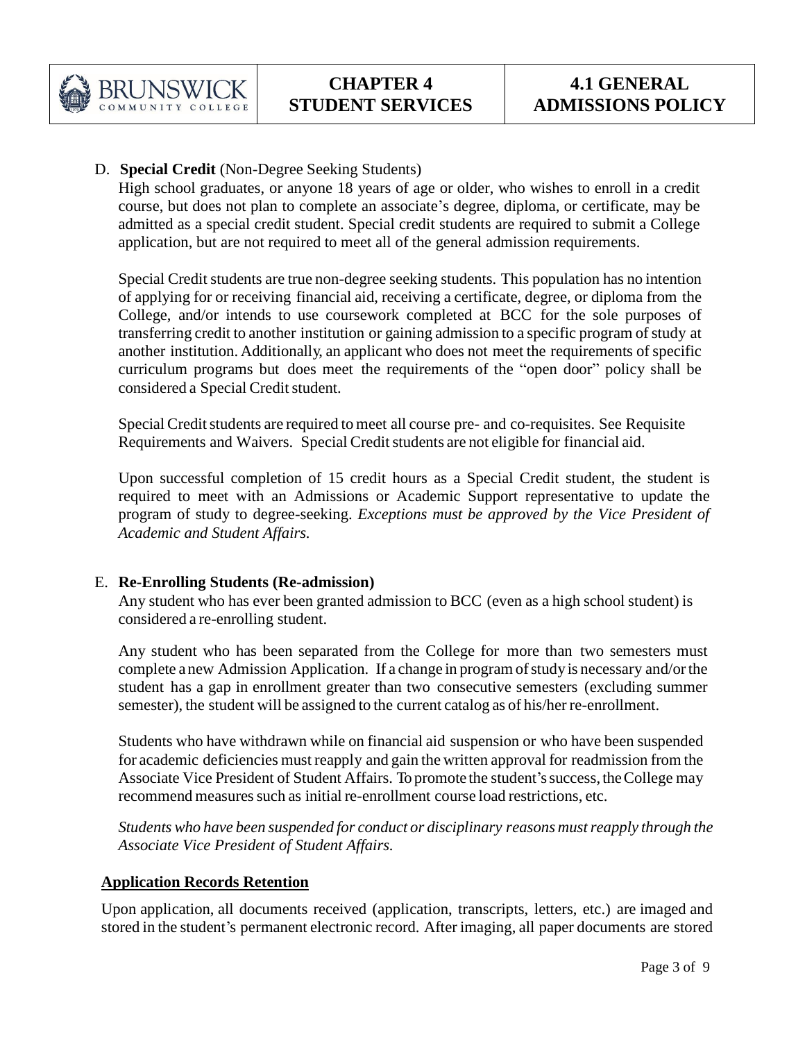D. **Special Credit** (Non-Degree Seeking Students)

High school graduates, or anyone 18 years of age or older, who wishes to enroll in a credit course, but does not plan to complete an associate's degree, diploma, or certificate, may be admitted as a special credit student. Special credit students are required to submit a College application, but are not required to meet all of the general admission requirements.

Special Credit students are true non-degree seeking students. This population has no intention of applying for or receiving financial aid, receiving a certificate, degree, or diploma from the College, and/or intends to use coursework completed at BCC for the sole purposes of transferring credit to another institution or gaining admission to a specific program of study at another institution. Additionally, an applicant who does not meet the requirements of specific curriculum programs but does meet the requirements of the "open door" policy shall be considered a Special Credit student.

Special Credit students are required to meet all course pre- and co-requisites. See Requisite Requirements and Waivers. Special Credit students are not eligible for financial aid.

Upon successful completion of 15 credit hours as a Special Credit student, the student is required to meet with an Admissions or Academic Support representative to update the program of study to degree-seeking. *Exceptions must be approved by the Vice President of Academic and Student Affairs.*

E. **Re-Enrolling Students (Re-admission)**

Any student who has ever been granted admission to BCC (even as a high school student) is considered a re-enrolling student.

Any student who has been separated from the College for more than two semesters must complete a new Admission Application. If a change in program of study is necessary and/or the student has a gap in enrollment greater than two consecutive semesters (excluding summer semester), the student will be assigned to the current catalog as of his/her re-enrollment.

Students who have withdrawn while on financial aid suspension or who have been suspended for academic deficiencies must reapply and gain the written approval for readmission from the Associate Vice President of Student Affairs. To promote the student's success, the College may recommend measures such as initial re-enrollment course load restrictions, etc.

*Students who have been suspended for conduct or disciplinary reasons must reapply through the Associate Vice President of Student Affairs.*

**<u>Application Records Retention</u>**

Upon application, all documents received (application, transcripts, letters, etc.) are imaged and stored in the student's permanent electronic record. After imaging, all paper documents are stored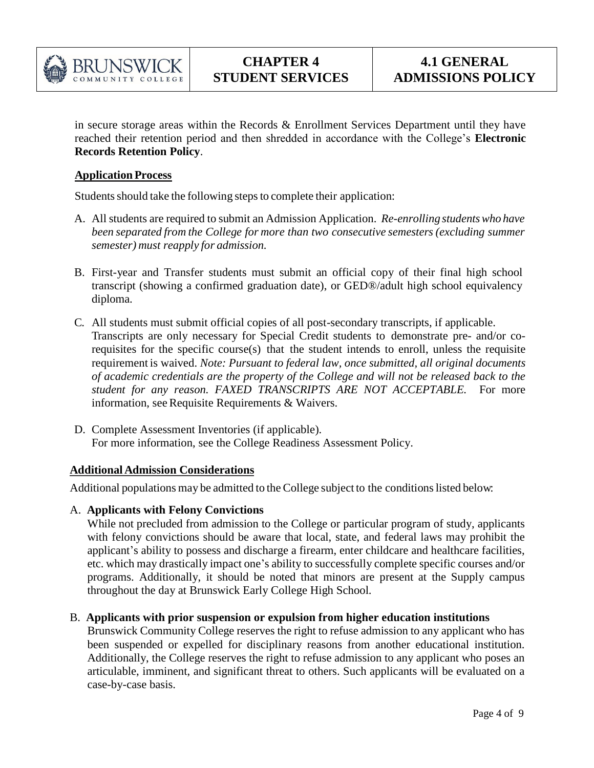in secure storage areas within the Records & Enrollment Services Department until they have reached their retention period and then shredded in accordance with the College's **Electronic Records Retention Policy**.

**Application Process**

Students should take the following steps to complete their application:

A. All students are required to submit an Admission Application. *Re-enrolling students who have been separated from the College for more than two consecutive semesters (excluding summer semester) must reapply for admission.*

B. First-year and Transfer students must submit an official copy of their final high school transcript (showing a confirmed graduation date), or GED®/adult high school equivalency diploma.

C. All students must submit official copies of all post-secondary transcripts, if applicable. Transcripts are only necessary for Special Credit students to demonstrate pre- and/or co-requisites for the specific course(s) that the student intends to enroll, unless the requisite requirement is waived. *Note: Pursuant to federal law, once submitted, all original documents of academic credentials are the property of the College and will not be released back to the student for any reason. FAXED TRANSCRIPTS ARE NOT ACCEPTABLE.* For more information, see Requisite Requirements & Waivers.

D. Complete Assessment Inventories (if applicable). For more information, see the College Readiness Assessment Policy.

**Additional Admission Considerations**

Additional populations may be admitted to the College subject to the conditions listed below:

A. **Applicants with Felony Convictions**
While not precluded from admission to the College or particular program of study, applicants with felony convictions should be aware that local, state, and federal laws may prohibit the applicant's ability to possess and discharge a firearm, enter childcare and healthcare facilities, etc. which may drastically impact one's ability to successfully complete specific courses and/or programs. Additionally, it should be noted that minors are present at the Supply campus throughout the day at Brunswick Early College High School.

B. **Applicants with prior suspension or expulsion from higher education institutions**
Brunswick Community College reserves the right to refuse admission to any applicant who has been suspended or expelled for disciplinary reasons from another educational institution. Additionally, the College reserves the right to refuse admission to any applicant who poses an articulable, imminent, and significant threat to others. Such applicants will be evaluated on a case-by-case basis.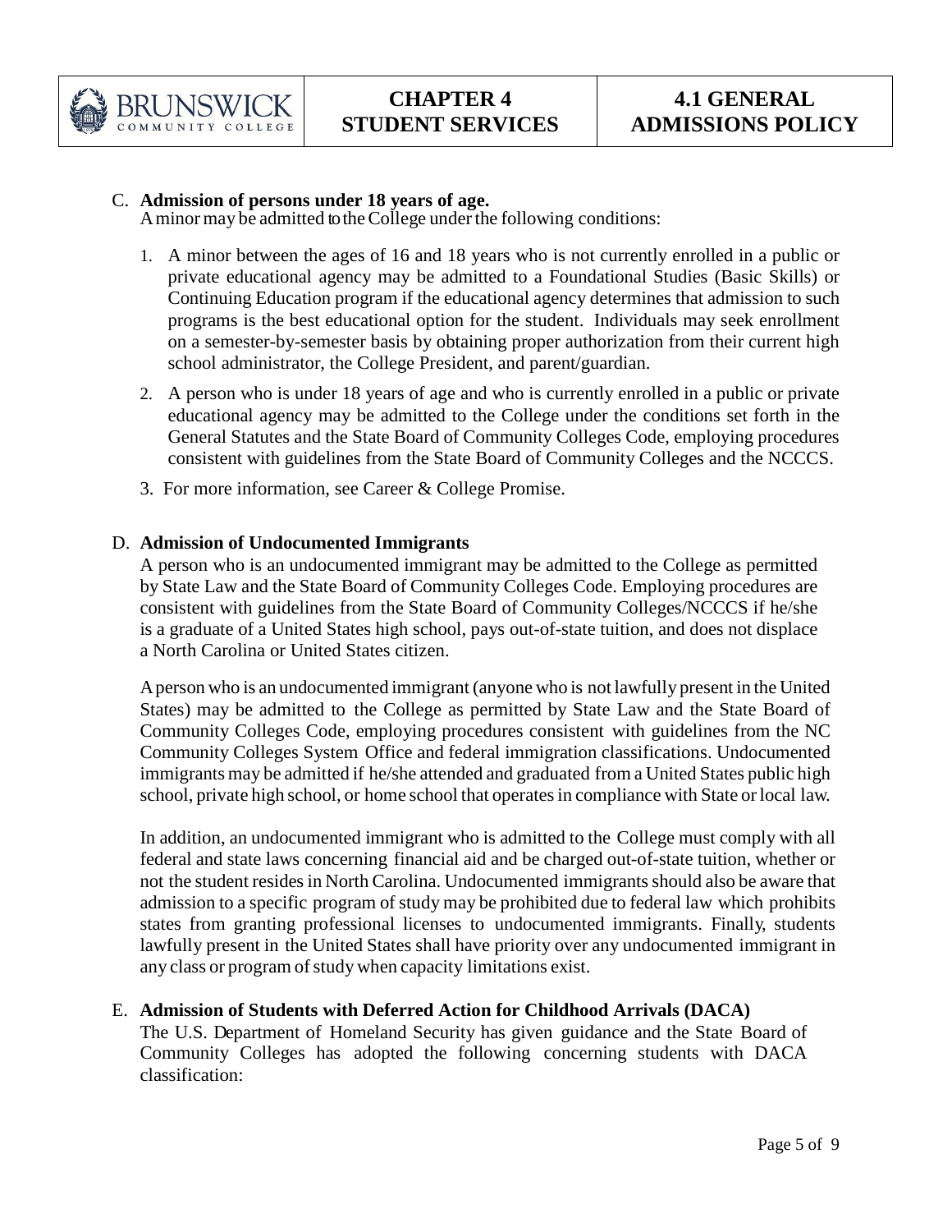C. **Admission of persons under 18 years of age.**
A minor may be admitted to the College under the following conditions:

1. A minor between the ages of 16 and 18 years who is not currently enrolled in a public or private educational agency may be admitted to a Foundational Studies (Basic Skills) or Continuing Education program if the educational agency determines that admission to such programs is the best educational option for the student. Individuals may seek enrollment on a semester-by-semester basis by obtaining proper authorization from their current high school administrator, the College President, and parent/guardian.
2. A person who is under 18 years of age and who is currently enrolled in a public or private educational agency may be admitted to the College under the conditions set forth in the General Statutes and the State Board of Community Colleges Code, employing procedures consistent with guidelines from the State Board of Community Colleges and the NCCCS.
3. For more information, see Career & College Promise.

D. **Admission of Undocumented Immigrants**
A person who is an undocumented immigrant may be admitted to the College as permitted by State Law and the State Board of Community Colleges Code. Employing procedures are consistent with guidelines from the State Board of Community Colleges/NCCCS if he/she is a graduate of a United States high school, pays out-of-state tuition, and does not displace a North Carolina or United States citizen.

A person who is an undocumented immigrant (anyone who is not lawfully present in the United States) may be admitted to the College as permitted by State Law and the State Board of Community Colleges Code, employing procedures consistent with guidelines from the NC Community Colleges System Office and federal immigration classifications. Undocumented immigrants may be admitted if he/she attended and graduated from a United States public high school, private high school, or home school that operates in compliance with State or local law.

In addition, an undocumented immigrant who is admitted to the College must comply with all federal and state laws concerning financial aid and be charged out-of-state tuition, whether or not the student resides in North Carolina. Undocumented immigrants should also be aware that admission to a specific program of study may be prohibited due to federal law which prohibits states from granting professional licenses to undocumented immigrants. Finally, students lawfully present in the United States shall have priority over any undocumented immigrant in any class or program of study when capacity limitations exist.

E. **Admission of Students with Deferred Action for Childhood Arrivals (DACA)**
The U.S. Department of Homeland Security has given guidance and the State Board of Community Colleges has adopted the following concerning students with DACA classification: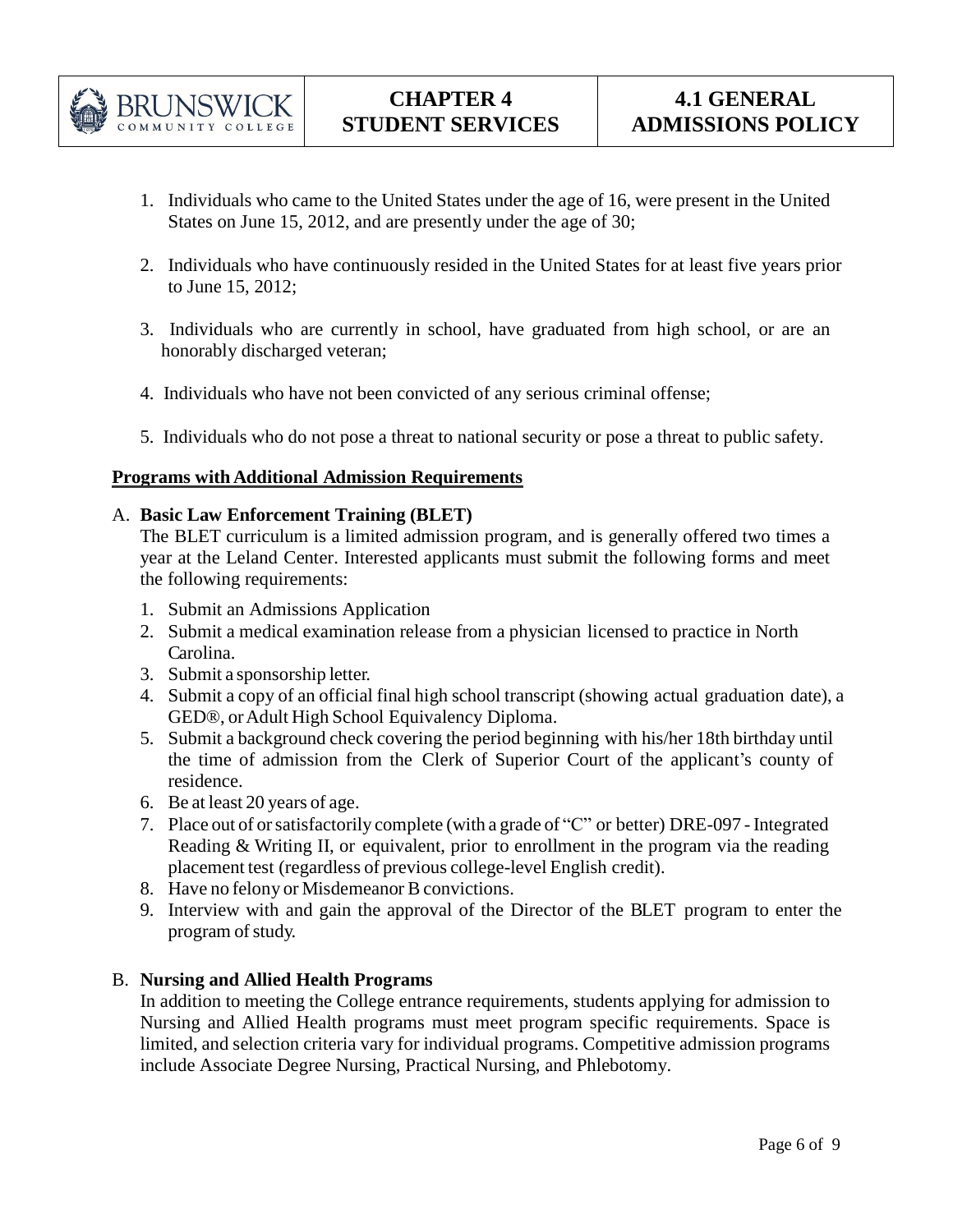1. Individuals who came to the United States under the age of 16, were present in the United States on June 15, 2012, and are presently under the age of 30;

2. Individuals who have continuously resided in the United States for at least five years prior to June 15, 2012;

3. Individuals who are currently in school, have graduated from high school, or are an honorably discharged veteran;

4. Individuals who have not been convicted of any serious criminal offense;

5. Individuals who do not pose a threat to national security or pose a threat to public safety.

**Programs with Additional Admission Requirements**

A. **Basic Law Enforcement Training (BLET)**

The BLET curriculum is a limited admission program, and is generally offered two times a year at the Leland Center. Interested applicants must submit the following forms and meet the following requirements:

1. Submit an Admissions Application
2. Submit a medical examination release from a physician licensed to practice in North Carolina.
3. Submit a sponsorship letter.
4. Submit a copy of an official final high school transcript (showing actual graduation date), a GED®, or Adult High School Equivalency Diploma.
5. Submit a background check covering the period beginning with his/her 18th birthday until the time of admission from the Clerk of Superior Court of the applicant's county of residence.
6. Be at least 20 years of age.
7. Place out of or satisfactorily complete (with a grade of "C" or better) DRE-097 - Integrated Reading & Writing II, or equivalent, prior to enrollment in the program via the reading placement test (regardless of previous college-level English credit).
8. Have no felony or Misdemeanor B convictions.
9. Interview with and gain the approval of the Director of the BLET program to enter the program of study.

B. **Nursing and Allied Health Programs**

In addition to meeting the College entrance requirements, students applying for admission to Nursing and Allied Health programs must meet program specific requirements. Space is limited, and selection criteria vary for individual programs. Competitive admission programs include Associate Degree Nursing, Practical Nursing, and Phlebotomy.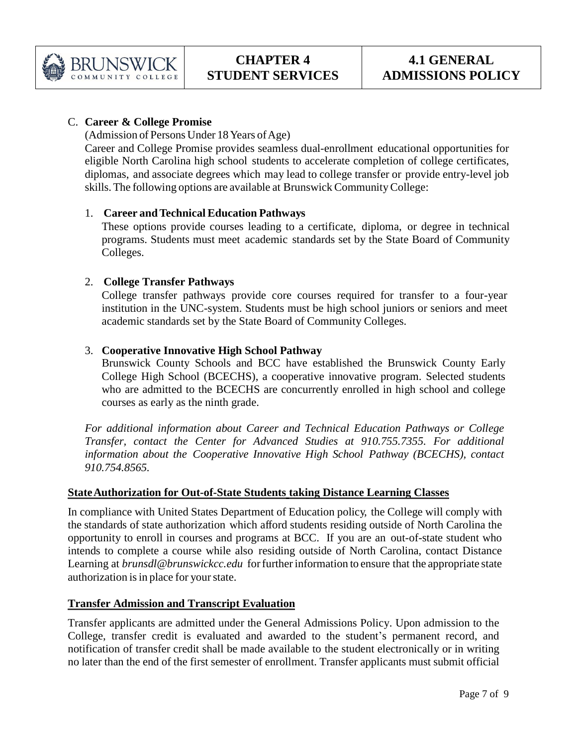C. **Career & College Promise**

(Admission of Persons Under 18 Years of Age)

Career and College Promise provides seamless dual-enrollment educational opportunities for eligible North Carolina high school students to accelerate completion of college certificates, diplomas, and associate degrees which may lead to college transfer or provide entry-level job skills. The following options are available at Brunswick Community College:

1. **Career and Technical Education Pathways**

   These options provide courses leading to a certificate, diploma, or degree in technical programs. Students must meet academic standards set by the State Board of Community Colleges.

2. **College Transfer Pathways**

   College transfer pathways provide core courses required for transfer to a four-year institution in the UNC-system. Students must be high school juniors or seniors and meet academic standards set by the State Board of Community Colleges.

3. **Cooperative Innovative High School Pathway**

   Brunswick County Schools and BCC have established the Brunswick County Early College High School (BCECHS), a cooperative innovative program. Selected students who are admitted to the BCECHS are concurrently enrolled in high school and college courses as early as the ninth grade.

*For additional information about Career and Technical Education Pathways or College Transfer, contact the Center for Advanced Studies at 910.755.7355. For additional information about the Cooperative Innovative High School Pathway (BCECHS), contact 910.754.8565.*

## State Authorization for Out-of-State Students taking Distance Learning Classes

In compliance with United States Department of Education policy, the College will comply with the standards of state authorization which afford students residing outside of North Carolina the opportunity to enroll in courses and programs at BCC. If you are an out-of-state student who intends to complete a course while also residing outside of North Carolina, contact Distance Learning at *brunsdl@brunswickcc.edu* for further information to ensure that the appropriate state authorization is in place for your state.

## Transfer Admission and Transcript Evaluation

Transfer applicants are admitted under the General Admissions Policy. Upon admission to the College, transfer credit is evaluated and awarded to the student's permanent record, and notification of transfer credit shall be made available to the student electronically or in writing no later than the end of the first semester of enrollment. Transfer applicants must submit official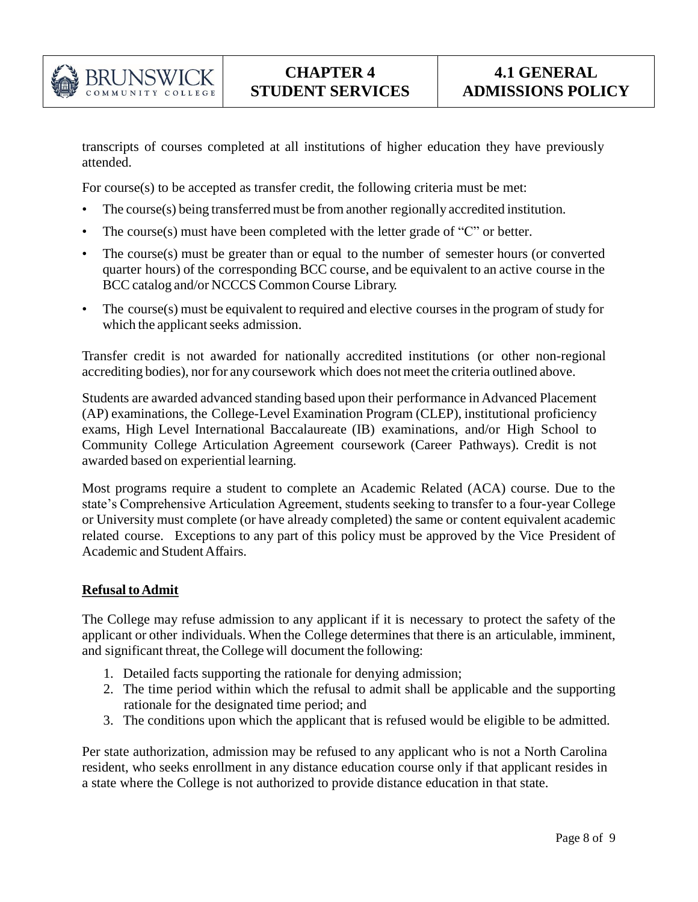transcripts of courses completed at all institutions of higher education they have previously attended.

For course(s) to be accepted as transfer credit, the following criteria must be met:

- The course(s) being transferred must be from another regionally accredited institution.
- The course(s) must have been completed with the letter grade of "C" or better.
- The course(s) must be greater than or equal to the number of semester hours (or converted quarter hours) of the corresponding BCC course, and be equivalent to an active course in the BCC catalog and/or NCCCS Common Course Library.
- The course(s) must be equivalent to required and elective courses in the program of study for which the applicant seeks admission.

Transfer credit is not awarded for nationally accredited institutions (or other non-regional accrediting bodies), nor for any coursework which does not meet the criteria outlined above.

Students are awarded advanced standing based upon their performance in Advanced Placement (AP) examinations, the College-Level Examination Program (CLEP), institutional proficiency exams, High Level International Baccalaureate (IB) examinations, and/or High School to Community College Articulation Agreement coursework (Career Pathways). Credit is not awarded based on experiential learning.

Most programs require a student to complete an Academic Related (ACA) course. Due to the state's Comprehensive Articulation Agreement, students seeking to transfer to a four-year College or University must complete (or have already completed) the same or content equivalent academic related course. Exceptions to any part of this policy must be approved by the Vice President of Academic and Student Affairs.

**Refusal to Admit**

The College may refuse admission to any applicant if it is necessary to protect the safety of the applicant or other individuals. When the College determines that there is an articulable, imminent, and significant threat, the College will document the following:

1. Detailed facts supporting the rationale for denying admission;
2. The time period within which the refusal to admit shall be applicable and the supporting rationale for the designated time period; and
3. The conditions upon which the applicant that is refused would be eligible to be admitted.

Per state authorization, admission may be refused to any applicant who is not a North Carolina resident, who seeks enrollment in any distance education course only if that applicant resides in a state where the College is not authorized to provide distance education in that state.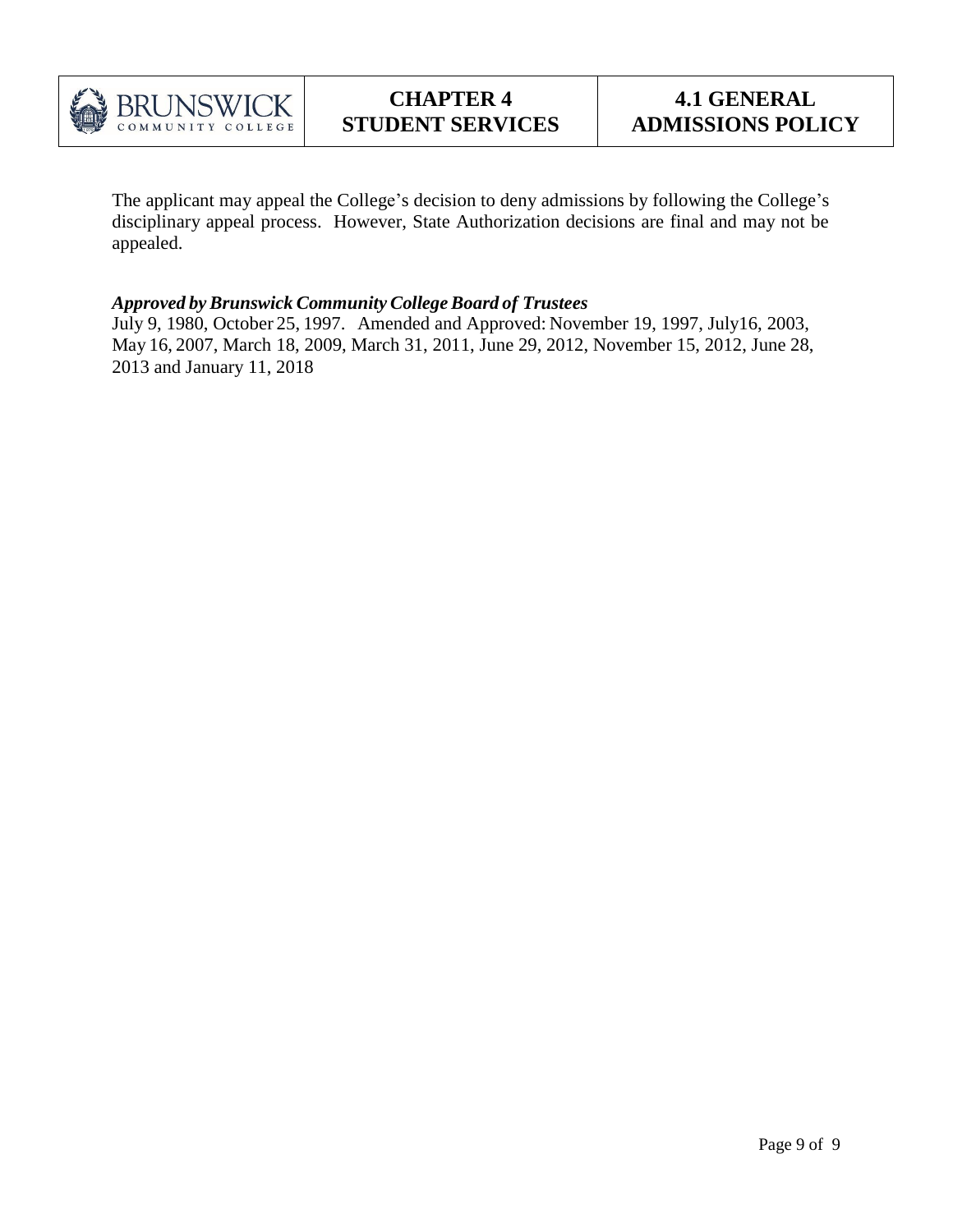The applicant may appeal the College's decision to deny admissions by following the College's disciplinary appeal process. However, State Authorization decisions are final and may not be appealed.

***Approved by Brunswick Community College Board of Trustees***
July 9, 1980, October 25, 1997. Amended and Approved: November 19, 1997, July16, 2003, May 16, 2007, March 18, 2009, March 31, 2011, June 29, 2012, November 15, 2012, June 28, 2013 and January 11, 2018